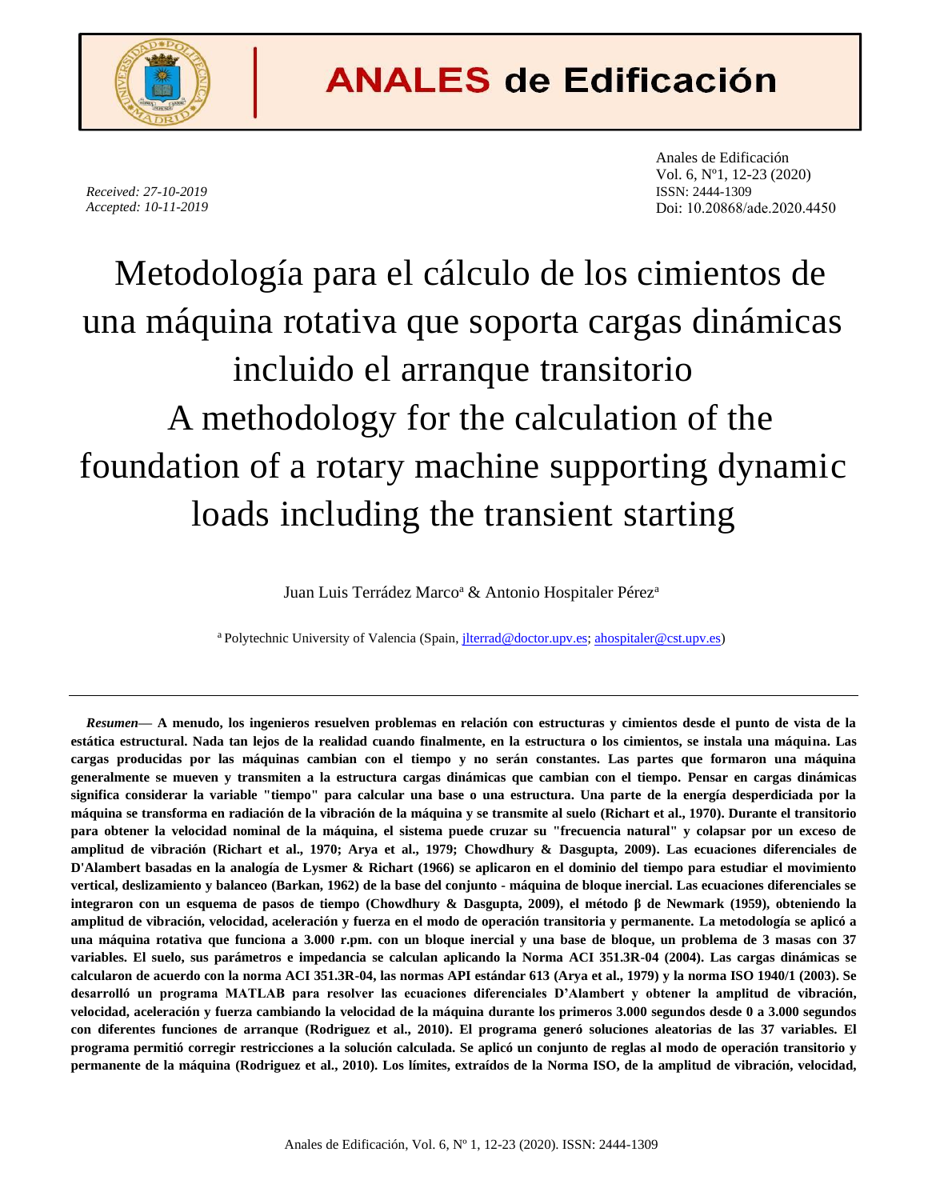# ANALES de Edificación

*Received: 27-10-2019*
*Accepted: 10-11-2019*

Anales de Edificación
Vol. 6, Nº1, 12-23 (2020)
ISSN: 2444-1309
Doi: 10.20868/ade.2020.4450

# Metodología para el cálculo de los cimientos de una máquina rotativa que soporta cargas dinámicas incluido el arranque transitorio

# A methodology for the calculation of the foundation of a rotary machine supporting dynamic loads including the transient starting

Juan Luis Terrádez Marco[a] & Antonio Hospitaler Pérez[a]

[a] Polytechnic University of Valencia (Spain, jlterrad@doctor.upv.es; ahospitaler@cst.upv.es)

***Resumen*— A menudo, los ingenieros resuelven problemas en relación con estructuras y cimientos desde el punto de vista de la estática estructural. Nada tan lejos de la realidad cuando finalmente, en la estructura o los cimientos, se instala una máquina. Las cargas producidas por las máquinas cambian con el tiempo y no serán constantes. Las partes que formaron una máquina generalmente se mueven y transmiten a la estructura cargas dinámicas que cambian con el tiempo. Pensar en cargas dinámicas significa considerar la variable "tiempo" para calcular una base o una estructura. Una parte de la energía desperdiciada por la máquina se transforma en radiación de la vibración de la máquina y se transmite al suelo (Richart et al., 1970). Durante el transitorio para obtener la velocidad nominal de la máquina, el sistema puede cruzar su "frecuencia natural" y colapsar por un exceso de amplitud de vibración (Richart et al., 1970; Arya et al., 1979; Chowdhury & Dasgupta, 2009). Las ecuaciones diferenciales de D'Alambert basadas en la analogía de Lysmer & Richart (1966) se aplicaron en el dominio del tiempo para estudiar el movimiento vertical, deslizamiento y balanceo (Barkan, 1962) de la base del conjunto - máquina de bloque inercial. Las ecuaciones diferenciales se integraron con un esquema de pasos de tiempo (Chowdhury & Dasgupta, 2009), el método β de Newmark (1959), obteniendo la amplitud de vibración, velocidad, aceleración y fuerza en el modo de operación transitoria y permanente. La metodología se aplicó a una máquina rotativa que funciona a 3.000 r.pm. con un bloque inercial y una base de bloque, un problema de 3 masas con 37 variables. El suelo, sus parámetros e impedancia se calculan aplicando la Norma ACI 351.3R-04 (2004). Las cargas dinámicas se calcularon de acuerdo con la norma ACI 351.3R-04, las normas API estándar 613 (Arya et al., 1979) y la norma ISO 1940/1 (2003). Se desarrolló un programa MATLAB para resolver las ecuaciones diferenciales D'Alambert y obtener la amplitud de vibración, velocidad, aceleración y fuerza cambiando la velocidad de la máquina durante los primeros 3.000 segundos desde 0 a 3.000 segundos con diferentes funciones de arranque (Rodriguez et al., 2010). El programa generó soluciones aleatorias de las 37 variables. El programa permitió corregir restricciones a la solución calculada. Se aplicó un conjunto de reglas al modo de operación transitorio y permanente de la máquina (Rodriguez et al., 2010). Los límites, extraídos de la Norma ISO, de la amplitud de vibración, velocidad,**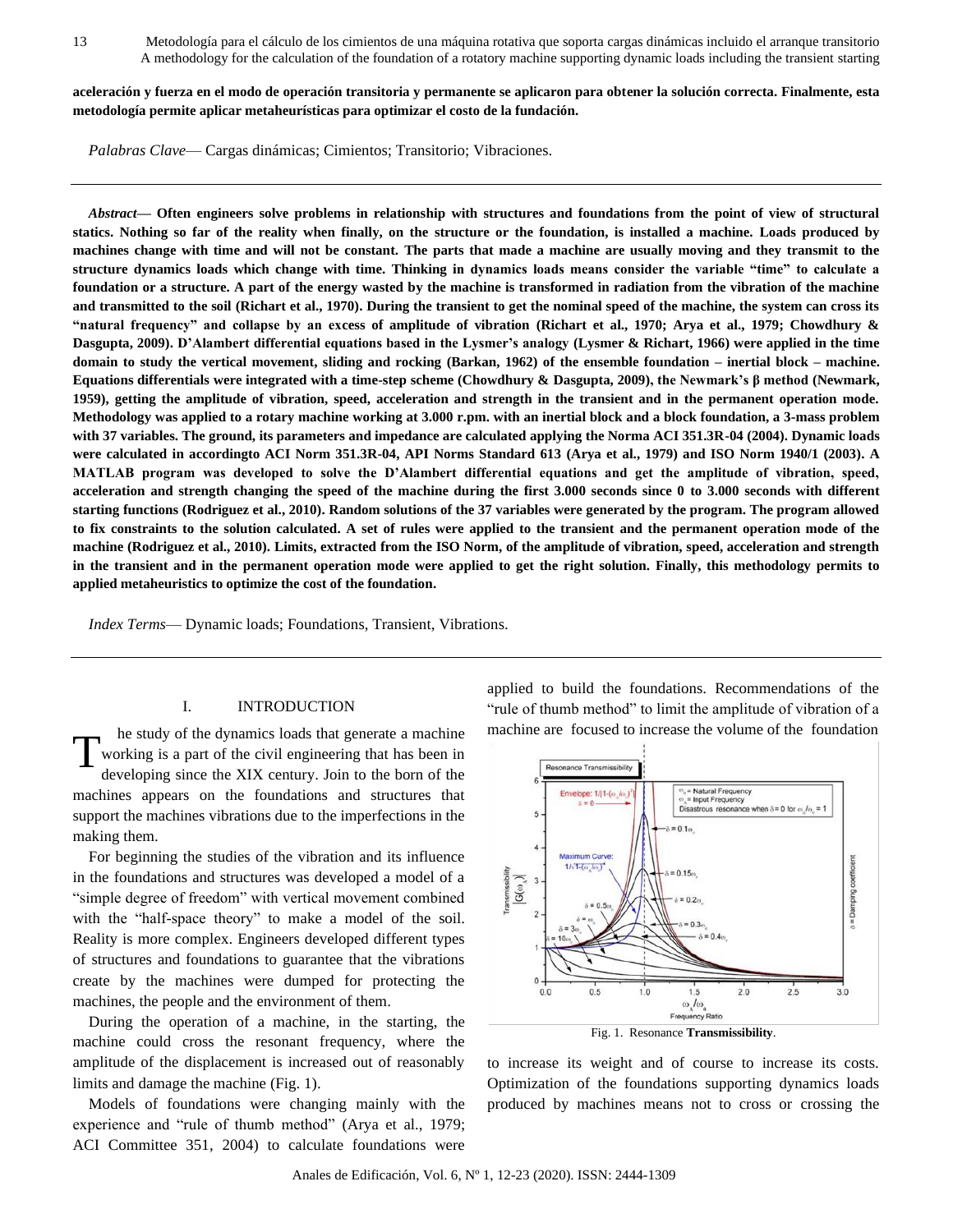**aceleración y fuerza en el modo de operación transitoria y permanente se aplicaron para obtener la solución correcta. Finalmente, esta metodología permite aplicar metaheurísticas para optimizar el costo de la fundación.**

*Palabras Clave*— Cargas dinámicas; Cimientos; Transitorio; Vibraciones.

***Abstract*— Often engineers solve problems in relationship with structures and foundations from the point of view of structural statics. Nothing so far of the reality when finally, on the structure or the foundation, is installed a machine. Loads produced by machines change with time and will not be constant. The parts that made a machine are usually moving and they transmit to the structure dynamics loads which change with time. Thinking in dynamics loads means consider the variable "time" to calculate a foundation or a structure. A part of the energy wasted by the machine is transformed in radiation from the vibration of the machine and transmitted to the soil (Richart et al., 1970). During the transient to get the nominal speed of the machine, the system can cross its "natural frequency" and collapse by an excess of amplitude of vibration (Richart et al., 1970; Arya et al., 1979; Chowdhury & Dasgupta, 2009). D'Alambert differential equations based in the Lysmer's analogy (Lysmer & Richart, 1966) were applied in the time domain to study the vertical movement, sliding and rocking (Barkan, 1962) of the ensemble foundation – inertial block – machine. Equations differentials were integrated with a time-step scheme (Chowdhury & Dasgupta, 2009), the Newmark's β method (Newmark, 1959), getting the amplitude of vibration, speed, acceleration and strength in the transient and in the permanent operation mode. Methodology was applied to a rotary machine working at 3.000 r.pm. with an inertial block and a block foundation, a 3-mass problem with 37 variables. The ground, its parameters and impedance are calculated applying the Norma ACI 351.3R-04 (2004). Dynamic loads were calculated in accordingto ACI Norm 351.3R-04, API Norms Standard 613 (Arya et al., 1979) and ISO Norm 1940/1 (2003). A MATLAB program was developed to solve the D'Alambert differential equations and get the amplitude of vibration, speed, acceleration and strength changing the speed of the machine during the first 3.000 seconds since 0 to 3.000 seconds with different starting functions (Rodriguez et al., 2010). Random solutions of the 37 variables were generated by the program. The program allowed to fix constraints to the solution calculated. A set of rules were applied to the transient and the permanent operation mode of the machine (Rodriguez et al., 2010). Limits, extracted from the ISO Norm, of the amplitude of vibration, speed, acceleration and strength in the transient and in the permanent operation mode were applied to get the right solution. Finally, this methodology permits to applied metaheuristics to optimize the cost of the foundation.**

*Index Terms*— Dynamic loads; Foundations, Transient, Vibrations.

## I. INTRODUCTION

The study of the dynamics loads that generate a machine working is a part of the civil engineering that has been in developing since the XIX century. Join to the born of the machines appears on the foundations and structures that support the machines vibrations due to the imperfections in the making them.

For beginning the studies of the vibration and its influence in the foundations and structures was developed a model of a "simple degree of freedom" with vertical movement combined with the "half-space theory" to make a model of the soil. Reality is more complex. Engineers developed different types of structures and foundations to guarantee that the vibrations create by the machines were dumped for protecting the machines, the people and the environment of them.

During the operation of a machine, in the starting, the machine could cross the resonant frequency, where the amplitude of the displacement is increased out of reasonably limits and damage the machine (Fig. 1).

Models of foundations were changing mainly with the experience and "rule of thumb method" (Arya et al., 1979; ACI Committee 351, 2004) to calculate foundations were applied to build the foundations. Recommendations of the "rule of thumb method" to limit the amplitude of vibration of a machine are focused to increase the volume of the foundation to increase its weight and of course to increase its costs. Optimization of the foundations supporting dynamics loads produced by machines means not to cross or crossing the

Fig. 1. Resonance **Transmissibility**.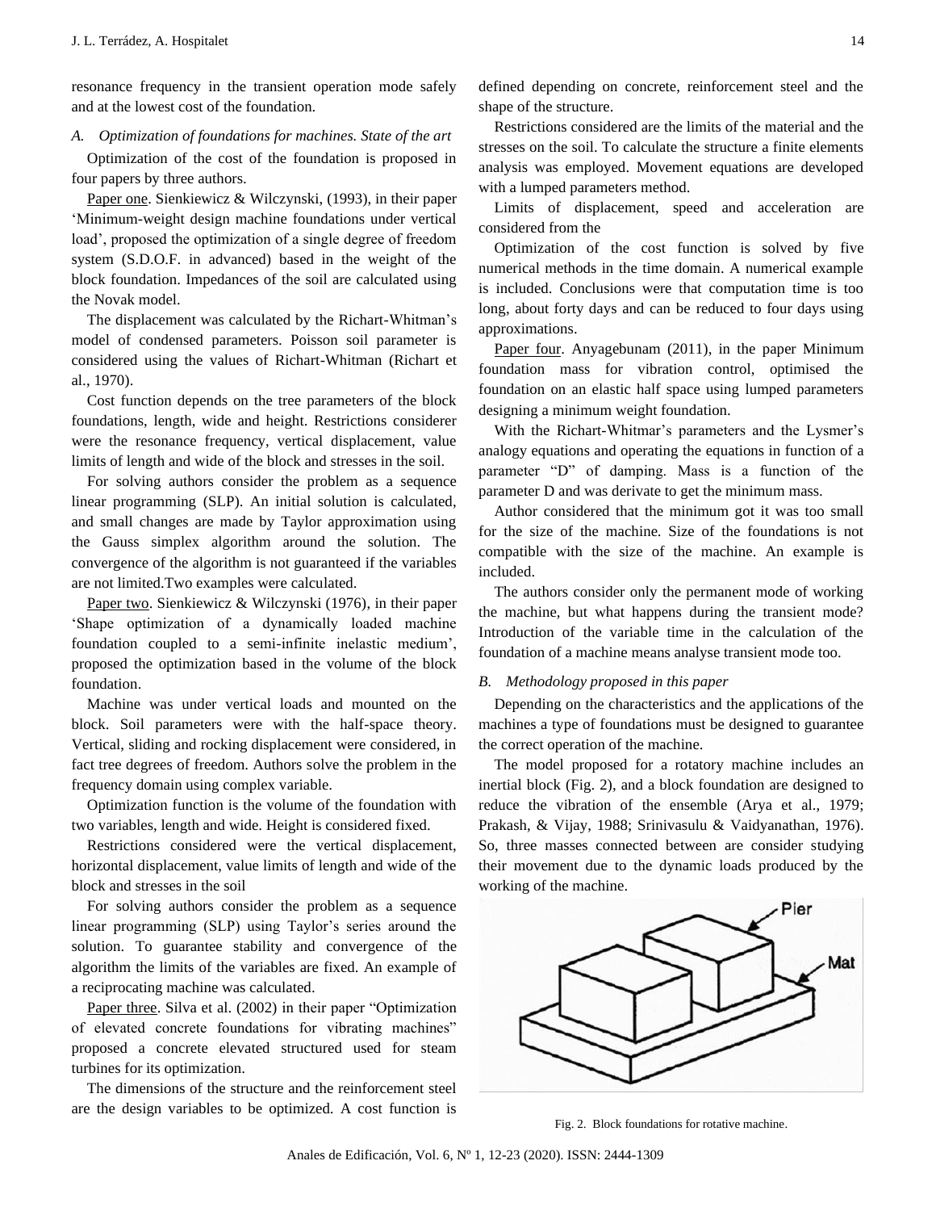resonance frequency in the transient operation mode safely and at the lowest cost of the foundation.

### *A. Optimization of foundations for machines. State of the art*

Optimization of the cost of the foundation is proposed in four papers by three authors.

Paper one. Sienkiewicz & Wilczynski, (1993), in their paper 'Minimum-weight design machine foundations under vertical load', proposed the optimization of a single degree of freedom system (S.D.O.F. in advanced) based in the weight of the block foundation. Impedances of the soil are calculated using the Novak model.

The displacement was calculated by the Richart-Whitman's model of condensed parameters. Poisson soil parameter is considered using the values of Richart-Whitman (Richart et al., 1970).

Cost function depends on the tree parameters of the block foundations, length, wide and height. Restrictions considerer were the resonance frequency, vertical displacement, value limits of length and wide of the block and stresses in the soil.

For solving authors consider the problem as a sequence linear programming (SLP). An initial solution is calculated, and small changes are made by Taylor approximation using the Gauss simplex algorithm around the solution. The convergence of the algorithm is not guaranteed if the variables are not limited.Two examples were calculated.

Paper two. Sienkiewicz & Wilczynski (1976), in their paper 'Shape optimization of a dynamically loaded machine foundation coupled to a semi-infinite inelastic medium', proposed the optimization based in the volume of the block foundation.

Machine was under vertical loads and mounted on the block. Soil parameters were with the half-space theory. Vertical, sliding and rocking displacement were considered, in fact tree degrees of freedom. Authors solve the problem in the frequency domain using complex variable.

Optimization function is the volume of the foundation with two variables, length and wide. Height is considered fixed.

Restrictions considered were the vertical displacement, horizontal displacement, value limits of length and wide of the block and stresses in the soil

For solving authors consider the problem as a sequence linear programming (SLP) using Taylor's series around the solution. To guarantee stability and convergence of the algorithm the limits of the variables are fixed. An example of a reciprocating machine was calculated.

Paper three. Silva et al. (2002) in their paper "Optimization of elevated concrete foundations for vibrating machines" proposed a concrete elevated structured used for steam turbines for its optimization.

The dimensions of the structure and the reinforcement steel are the design variables to be optimized. A cost function is defined depending on concrete, reinforcement steel and the shape of the structure.

Restrictions considered are the limits of the material and the stresses on the soil. To calculate the structure a finite elements analysis was employed. Movement equations are developed with a lumped parameters method.

Limits of displacement, speed and acceleration are considered from the

Optimization of the cost function is solved by five numerical methods in the time domain. A numerical example is included. Conclusions were that computation time is too long, about forty days and can be reduced to four days using approximations.

Paper four. Anyagebunam (2011), in the paper Minimum foundation mass for vibration control, optimised the foundation on an elastic half space using lumped parameters designing a minimum weight foundation.

With the Richart-Whitmar's parameters and the Lysmer's analogy equations and operating the equations in function of a parameter "D" of damping. Mass is a function of the parameter D and was derivate to get the minimum mass.

Author considered that the minimum got it was too small for the size of the machine. Size of the foundations is not compatible with the size of the machine. An example is included.

The authors consider only the permanent mode of working the machine, but what happens during the transient mode? Introduction of the variable time in the calculation of the foundation of a machine means analyse transient mode too.

### *B. Methodology proposed in this paper*

Depending on the characteristics and the applications of the machines a type of foundations must be designed to guarantee the correct operation of the machine.

The model proposed for a rotatory machine includes an inertial block (Fig. 2), and a block foundation are designed to reduce the vibration of the ensemble (Arya et al., 1979; Prakash, & Vijay, 1988; Srinivasulu & Vaidyanathan, 1976). So, three masses connected between are consider studying their movement due to the dynamic loads produced by the working of the machine.

Fig. 2. Block foundations for rotative machine.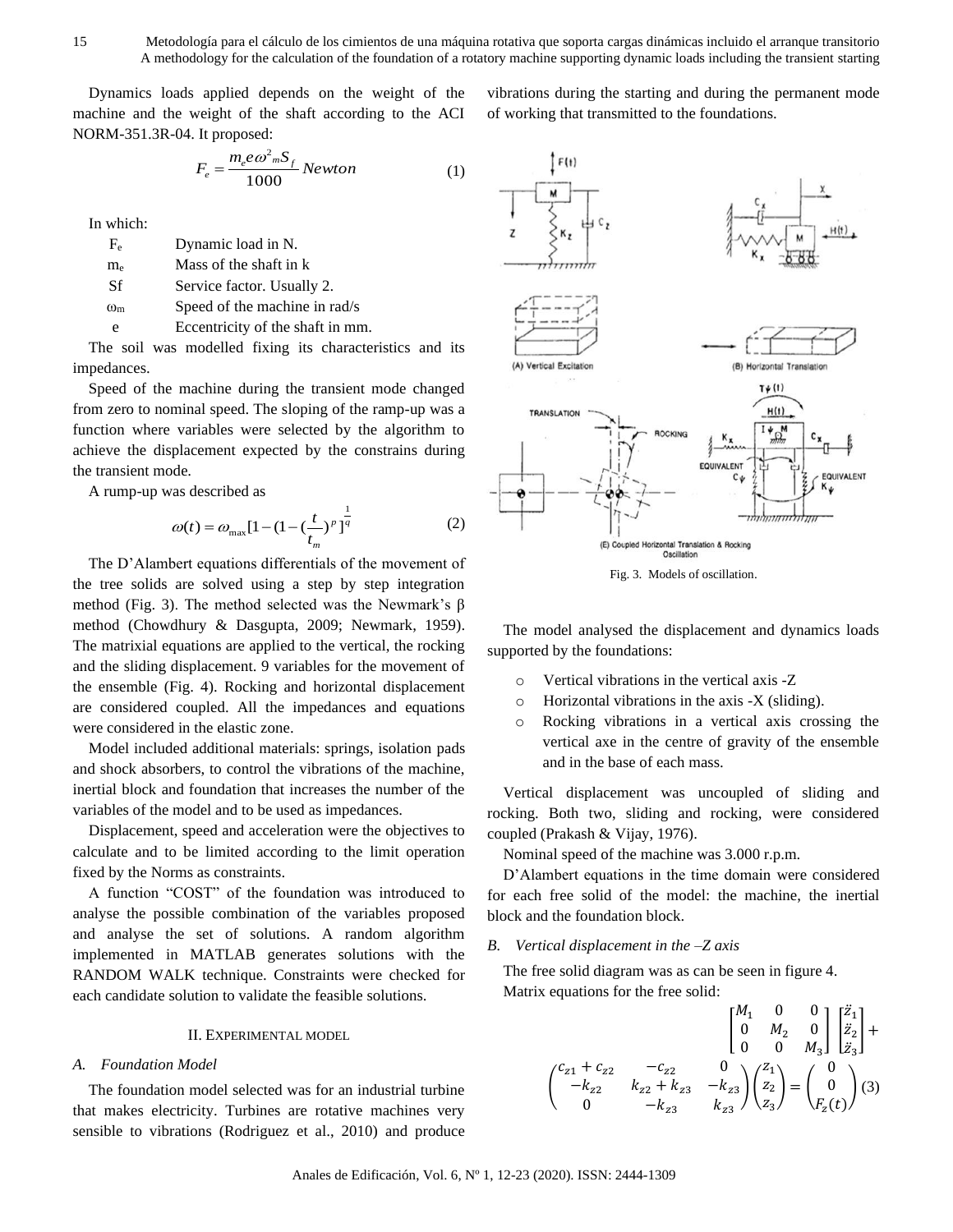Dynamics loads applied depends on the weight of the machine and the weight of the shaft according to the ACI NORM-351.3R-04. It proposed:

$$F_e = \frac{m_e e \omega^2{}_m S_f}{1000}\ Newton \tag{1}$$

In which:

| | |
|---|---|
| $F_e$ | Dynamic load in N. |
| $m_e$ | Mass of the shaft in k |
| Sf | Service factor. Usually 2. |
| $\omega_m$ | Speed of the machine in rad/s |
| e | Eccentricity of the shaft in mm. |

The soil was modelled fixing its characteristics and its impedances.

Speed of the machine during the transient mode changed from zero to nominal speed. The sloping of the ramp-up was a function where variables were selected by the algorithm to achieve the displacement expected by the constrains during the transient mode.

A rump-up was described as

$$\omega(t) = \omega_{\max}[1-(1-(\frac{t}{t_m})^p]^{\frac{1}{q}} \tag{2}$$

The D'Alambert equations differentials of the movement of the tree solids are solved using a step by step integration method (Fig. 3). The method selected was the Newmark's β method (Chowdhury & Dasgupta, 2009; Newmark, 1959). The matrixial equations are applied to the vertical, the rocking and the sliding displacement. 9 variables for the movement of the ensemble (Fig. 4). Rocking and horizontal displacement are considered coupled. All the impedances and equations were considered in the elastic zone.

Model included additional materials: springs, isolation pads and shock absorbers, to control the vibrations of the machine, inertial block and foundation that increases the number of the variables of the model and to be used as impedances.

Displacement, speed and acceleration were the objectives to calculate and to be limited according to the limit operation fixed by the Norms as constraints.

A function "COST" of the foundation was introduced to analyse the possible combination of the variables proposed and analyse the set of solutions. A random algorithm implemented in MATLAB generates solutions with the RANDOM WALK technique. Constraints were checked for each candidate solution to validate the feasible solutions.

## II. EXPERIMENTAL MODEL

### A. Foundation Model

The foundation model selected was for an industrial turbine that makes electricity. Turbines are rotative machines very sensible to vibrations (Rodriguez et al., 2010) and produce vibrations during the starting and during the permanent mode of working that transmitted to the foundations.

Fig. 3. Models of oscillation.

The model analysed the displacement and dynamics loads supported by the foundations:

- Vertical vibrations in the vertical axis -Z
- Horizontal vibrations in the axis -X (sliding).
- Rocking vibrations in a vertical axis crossing the vertical axe in the centre of gravity of the ensemble and in the base of each mass.

Vertical displacement was uncoupled of sliding and rocking. Both two, sliding and rocking, were considered coupled (Prakash & Vijay, 1976).

Nominal speed of the machine was 3.000 r.p.m.

D'Alambert equations in the time domain were considered for each free solid of the model: the machine, the inertial block and the foundation block.

### B. Vertical displacement in the –Z axis

The free solid diagram was as can be seen in figure 4.

Matrix equations for the free solid:

$$\begin{bmatrix} M_1 & 0 & 0 \\ 0 & M_2 & 0 \\ 0 & 0 & M_3 \end{bmatrix} \begin{bmatrix} \ddot{z}_1 \\ \ddot{z}_2 \\ \ddot{z}_3 \end{bmatrix} + \begin{pmatrix} c_{z1}+c_{z2} & -c_{z2} & 0 \\ -k_{z2} & k_{z2}+k_{z3} & -k_{z3} \\ 0 & -k_{z3} & k_{z3} \end{pmatrix} \begin{pmatrix} z_1 \\ z_2 \\ z_3 \end{pmatrix} = \begin{pmatrix} 0 \\ 0 \\ F_z(t) \end{pmatrix} \tag{3}$$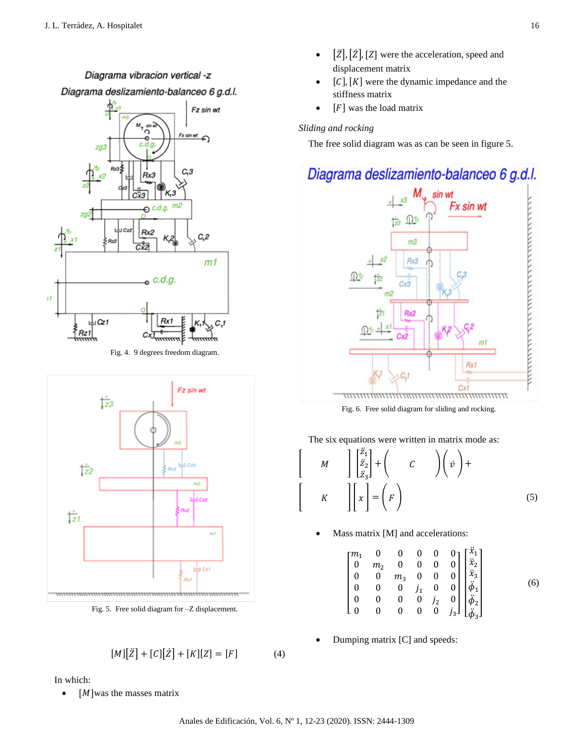Fig. 4. 9 degrees freedom diagram.

Fig. 5. Free solid diagram for –Z displacement.

$$[M][\ddot{Z}] + [C][\dot{Z}] + [K][Z] = [F] \tag{4}$$

In which:

- $[M]$ was the masses matrix
- $[\ddot{Z}]$, $[\dot{Z}]$, $[Z]$ were the acceleration, speed and displacement matrix
- $[C]$, $[K]$ were the dynamic impedance and the stiffness matrix
- $[F]$ was the load matrix

*Sliding and rocking*

The free solid diagram was as can be seen in figure 5.

Fig. 6. Free solid diagram for sliding and rocking.

The six equations were written in matrix mode as:

$$\begin{bmatrix} & M & \end{bmatrix}\begin{bmatrix}\ddot{z}_1\\ \ddot{z}_2\\ \ddot{z}_3\end{bmatrix} + \begin{pmatrix} & C & \end{pmatrix}\begin{pmatrix}\dot{v}\end{pmatrix} + \begin{bmatrix} & K & \end{bmatrix}\begin{bmatrix}x\end{bmatrix} = \begin{pmatrix}F\end{pmatrix} \tag{5}$$

- Mass matrix [M] and accelerations:

$$\begin{bmatrix} m_1 & 0 & 0 & 0 & 0 & 0\\ 0 & m_2 & 0 & 0 & 0 & 0\\ 0 & 0 & m_3 & 0 & 0 & 0\\ 0 & 0 & 0 & j_1 & 0 & 0\\ 0 & 0 & 0 & 0 & j_2 & 0\\ 0 & 0 & 0 & 0 & 0 & j_3 \end{bmatrix}\begin{bmatrix}\ddot{x}_1\\ \ddot{x}_2\\ \ddot{x}_3\\ \ddot{\phi}_1\\ \ddot{\phi}_2\\ \ddot{\phi}_3\end{bmatrix} \tag{6}$$

- Dumping matrix [C] and speeds: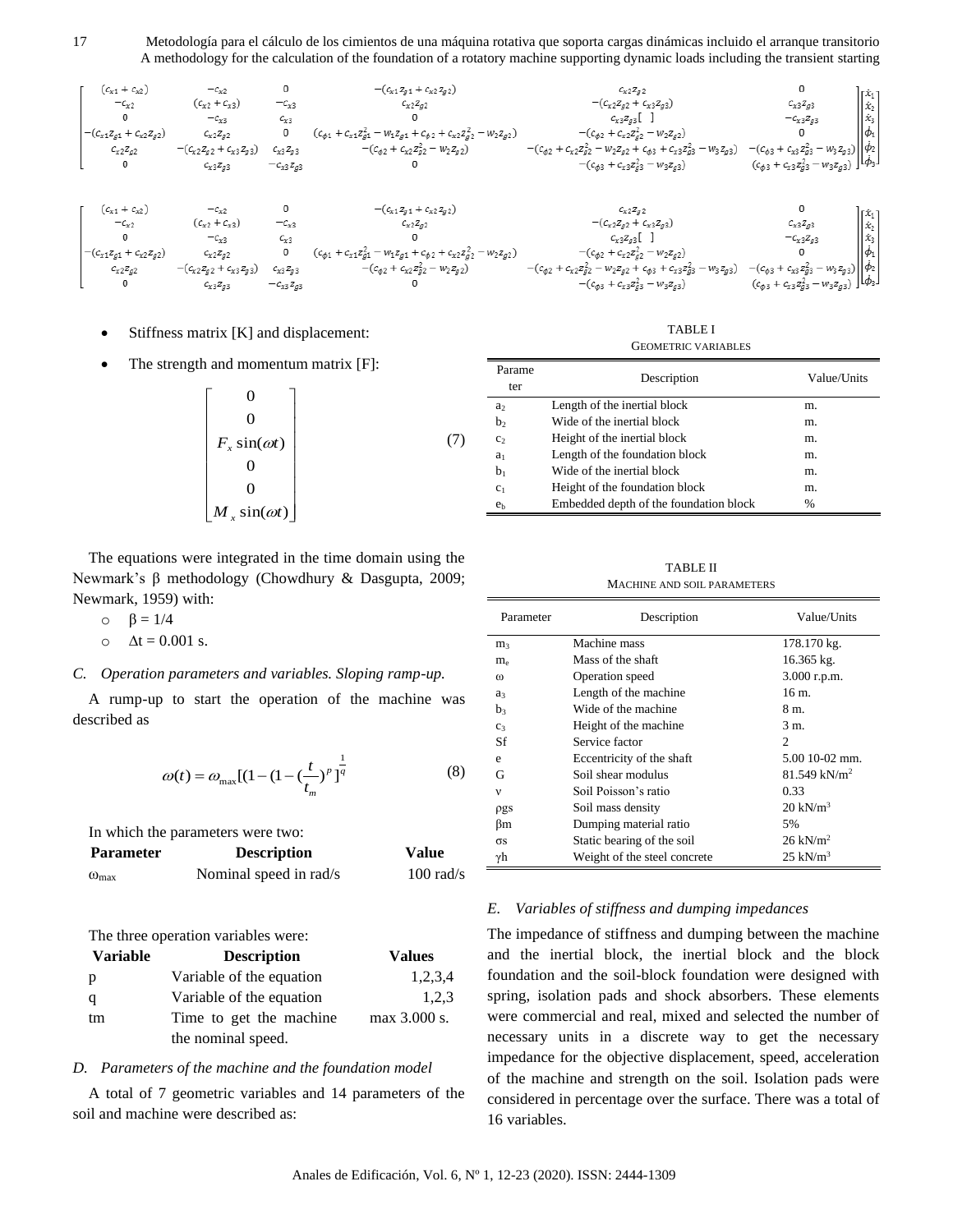$$\begin{bmatrix} (c_{x1}+c_{x2}) & -c_{x2} & 0 & -(c_{x1}z_{g1}+c_{x2}z_{g2}) & c_{x2}z_{g2} & 0 \\ -c_{x2} & (c_{x2}+c_{x3}) & -c_{x3} & c_{x2}z_{g2} & -(c_{x2}z_{g2}+c_{x3}z_{g3}) & c_{x3}z_{g3} \\ 0 & -c_{x3} & c_{x3} & 0 & c_{x3}z_{g3}[\ ] & -c_{x3}z_{g3} \\ -(c_{x1}z_{g1}+c_{x2}z_{g2}) & c_{x2}z_{g2} & 0 & (c_{\phi 1}+c_{x1}z_{g1}^2-w_1z_{g1}+c_{\phi 2}+c_{x2}z_{g2}^2-w_2z_{g2}) & -(c_{\phi 2}+c_{x2}z_{g2}^2-w_2z_{g2}) & 0 \\ c_{x2}z_{g2} & -(c_{x2}z_{g2}+c_{x3}z_{g3}) & c_{x3}z_{g3} & -(c_{\phi 2}+c_{x2}z_{g2}^2-w_2z_{g2}) & -(c_{\phi 2}+c_{x2}z_{g2}^2-w_2z_{g2}+c_{\phi 3}+c_{x3}z_{g3}^2-w_3z_{g3}) & -(c_{\phi 3}+c_{x3}z_{g3}^2-w_3z_{g3}) \\ 0 & c_{x3}z_{g3} & -c_{x3}z_{g3} & 0 & -(c_{\phi 3}+c_{x3}z_{g3}^2-w_3z_{g3}) & (c_{\phi 3}+c_{x3}z_{g3}^2-w_3z_{g3}) \end{bmatrix} \begin{bmatrix} \dot{x}_1 \\ \dot{x}_2 \\ \dot{x}_3 \\ \dot{\phi}_1 \\ \dot{\phi}_2 \\ \dot{\phi}_3 \end{bmatrix}$$

$$\begin{bmatrix} (c_{x1}+c_{x2}) & -c_{x2} & 0 & -(c_{x1}z_{g1}+c_{x2}z_{g2}) & c_{x2}z_{g2} & 0 \\ -c_{x2} & (c_{x2}+c_{x3}) & -c_{x3} & c_{x2}z_{g2} & -(c_{x2}z_{g2}+c_{x3}z_{g3}) & c_{x3}z_{g3} \\ 0 & -c_{x3} & c_{x3} & 0 & c_{x3}z_{g3}[\ ] & -c_{x3}z_{g3} \\ -(c_{x1}z_{g1}+c_{x2}z_{g2}) & c_{x2}z_{g2} & 0 & (c_{\phi 1}+c_{x1}z_{g1}^2-w_1z_{g1}+c_{\phi 2}+c_{x2}z_{g2}^2-w_2z_{g2}) & -(c_{\phi 2}+c_{x2}z_{g2}^2-w_2z_{g2}) & 0 \\ c_{x2}z_{g2} & -(c_{x2}z_{g2}+c_{x3}z_{g3}) & c_{x3}z_{g3} & -(c_{\phi 2}+c_{x2}z_{g2}^2-w_2z_{g2}) & -(c_{\phi 2}+c_{x2}z_{g2}^2-w_2z_{g2}+c_{\phi 3}+c_{x3}z_{g3}^2-w_3z_{g3}) & -(c_{\phi 3}+c_{x3}z_{g3}^2-w_3z_{g3}) \\ 0 & c_{x3}z_{g3} & -c_{x3}z_{g3} & 0 & -(c_{\phi 3}+c_{x3}z_{g3}^2-w_3z_{g3}) & (c_{\phi 3}+c_{x3}z_{g3}^2-w_3z_{g3}) \end{bmatrix} \begin{bmatrix} \dot{x}_1 \\ \dot{x}_2 \\ \dot{x}_3 \\ \dot{\phi}_1 \\ \dot{\phi}_2 \\ \dot{\phi}_3 \end{bmatrix}$$

- Stiffness matrix [K] and displacement:
- The strength and momentum matrix [F]:

$$\begin{bmatrix} 0 \\ 0 \\ F_x \sin(\omega t) \\ 0 \\ 0 \\ M_x \sin(\omega t) \end{bmatrix} \tag{7}$$

The equations were integrated in the time domain using the Newmark's β methodology (Chowdhury & Dasgupta, 2009; Newmark, 1959) with:

- $\beta = 1/4$
- $\Delta t = 0.001$ s.

### C. Operation parameters and variables. Sloping ramp-up.

A rump-up to start the operation of the machine was described as

$$\omega(t) = \omega_{\max}[(1-(1-(\frac{t}{t_m})^p]^{\frac{1}{q}} \tag{8}$$

In which the parameters were two:

| Parameter | Description | Value |
|---|---|---|
| $\omega_{\max}$ | Nominal speed in rad/s | 100 rad/s |

The three operation variables were:

| Variable | Description | Values |
|---|---|---|
| p | Variable of the equation | 1,2,3,4 |
| q | Variable of the equation | 1,2,3 |
| tm | Time to get the machine the nominal speed. | max 3.000 s. |

### D. Parameters of the machine and the foundation model

A total of 7 geometric variables and 14 parameters of the soil and machine were described as:

TABLE I
GEOMETRIC VARIABLES

| Parameter | Description | Value/Units |
|---|---|---|
| $a_2$ | Length of the inertial block | m. |
| $b_2$ | Wide of the inertial block | m. |
| $c_2$ | Height of the inertial block | m. |
| $a_1$ | Length of the foundation block | m. |
| $b_1$ | Wide of the inertial block | m. |
| $c_1$ | Height of the foundation block | m. |
| $e_b$ | Embedded depth of the foundation block | % |

TABLE II
MACHINE AND SOIL PARAMETERS

| Parameter | Description | Value/Units |
|---|---|---|
| $m_3$ | Machine mass | 178.170 kg. |
| $m_e$ | Mass of the shaft | 16.365 kg. |
| ω | Operation speed | 3.000 r.p.m. |
| $a_3$ | Length of the machine | 16 m. |
| $b_3$ | Wide of the machine | 8 m. |
| $c_3$ | Height of the machine | 3 m. |
| Sf | Service factor | 2 |
| e | Eccentricity of the shaft | 5.00 10-02 mm. |
| G | Soil shear modulus | 81.549 kN/m$^2$ |
| ν | Soil Poisson's ratio | 0.33 |
| ρgs | Soil mass density | 20 kN/m$^3$ |
| βm | Dumping material ratio | 5% |
| σs | Static bearing of the soil | 26 kN/m$^2$ |
| γh | Weight of the steel concrete | 25 kN/m$^3$ |

### E. Variables of stiffness and dumping impedances

The impedance of stiffness and dumping between the machine and the inertial block, the inertial block and the block foundation and the soil-block foundation were designed with spring, isolation pads and shock absorbers. These elements were commercial and real, mixed and selected the number of necessary units in a discrete way to get the necessary impedance for the objective displacement, speed, acceleration of the machine and strength on the soil. Isolation pads were considered in percentage over the surface. There was a total of 16 variables.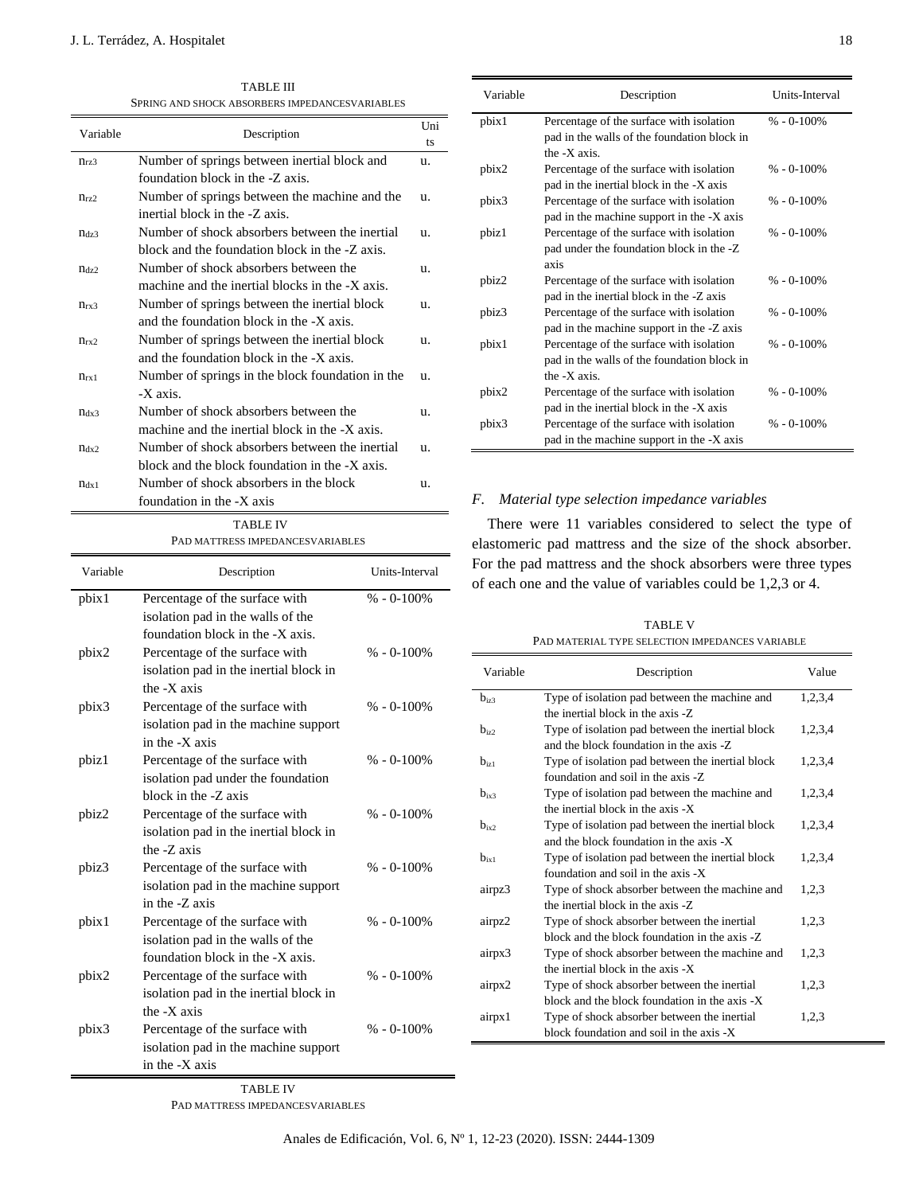TABLE III

SPRING AND SHOCK ABSORBERS IMPEDANCESVARIABLES

| Variable | Description | Units |
|---|---|---|
| $n_{rz3}$ | Number of springs between inertial block and foundation block in the -Z axis. | u. |
| $n_{rz2}$ | Number of springs between the machine and the inertial block in the -Z axis. | u. |
| $n_{dz3}$ | Number of shock absorbers between the inertial block and the foundation block in the -Z axis. | u. |
| $n_{dz2}$ | Number of shock absorbers between the machine and the inertial blocks in the -X axis. | u. |
| $n_{rx3}$ | Number of springs between the inertial block and the foundation block in the -X axis. | u. |
| $n_{rx2}$ | Number of springs between the inertial block and the foundation block in the -X axis. | u. |
| $n_{rx1}$ | Number of springs in the block foundation in the -X axis. | u. |
| $n_{dx3}$ | Number of shock absorbers between the machine and the inertial block in the -X axis. | u. |
| $n_{dx2}$ | Number of shock absorbers between the inertial block and the block foundation in the -X axis. | u. |
| $n_{dx1}$ | Number of shock absorbers in the block foundation in the -X axis | u. |

TABLE IV

PAD MATTRESS IMPEDANCESVARIABLES

| Variable | Description | Units-Interval |
|---|---|---|
| pbix1 | Percentage of the surface with isolation pad in the walls of the foundation block in the -X axis. | % - 0-100% |
| pbix2 | Percentage of the surface with isolation pad in the inertial block in the -X axis | % - 0-100% |
| pbix3 | Percentage of the surface with isolation pad in the machine support in the -X axis | % - 0-100% |
| pbiz1 | Percentage of the surface with isolation pad under the foundation block in the -Z axis | % - 0-100% |
| pbiz2 | Percentage of the surface with isolation pad in the inertial block in the -Z axis | % - 0-100% |
| pbiz3 | Percentage of the surface with isolation pad in the machine support in the -Z axis | % - 0-100% |
| pbix1 | Percentage of the surface with isolation pad in the walls of the foundation block in the -X axis. | % - 0-100% |
| pbix2 | Percentage of the surface with isolation pad in the inertial block in the -X axis | % - 0-100% |
| pbix3 | Percentage of the surface with isolation pad in the machine support in the -X axis | % - 0-100% |

TABLE IV

PAD MATTRESS IMPEDANCESVARIABLES

| Variable | Description | Units-Interval |
|---|---|---|
| pbix1 | Percentage of the surface with isolation pad in the walls of the foundation block in the -X axis. | % - 0-100% |
| pbix2 | Percentage of the surface with isolation pad in the inertial block in the -X axis | % - 0-100% |
| pbix3 | Percentage of the surface with isolation pad in the machine support in the -X axis | % - 0-100% |
| pbiz1 | Percentage of the surface with isolation pad under the foundation block in the -Z axis | % - 0-100% |
| pbiz2 | Percentage of the surface with isolation pad in the inertial block in the -Z axis | % - 0-100% |
| pbiz3 | Percentage of the surface with isolation pad in the machine support in the -Z axis | % - 0-100% |
| pbix1 | Percentage of the surface with isolation pad in the walls of the foundation block in the -X axis. | % - 0-100% |
| pbix2 | Percentage of the surface with isolation pad in the inertial block in the -X axis | % - 0-100% |
| pbix3 | Percentage of the surface with isolation pad in the machine support in the -X axis | % - 0-100% |

### *F. Material type selection impedance variables*

There were 11 variables considered to select the type of elastomeric pad mattress and the size of the shock absorber. For the pad mattress and the shock absorbers were three types of each one and the value of variables could be 1,2,3 or 4.

TABLE V

PAD MATERIAL TYPE SELECTION IMPEDANCES VARIABLE

| Variable | Description | Value |
|---|---|---|
| $b_{iz3}$ | Type of isolation pad between the machine and the inertial block in the axis -Z | 1,2,3,4 |
| $b_{iz2}$ | Type of isolation pad between the inertial block and the block foundation in the axis -Z | 1,2,3,4 |
| $b_{iz1}$ | Type of isolation pad between the inertial block foundation and soil in the axis -Z | 1,2,3,4 |
| $b_{ix3}$ | Type of isolation pad between the machine and the inertial block in the axis -X | 1,2,3,4 |
| $b_{ix2}$ | Type of isolation pad between the inertial block and the block foundation in the axis -X | 1,2,3,4 |
| $b_{ix1}$ | Type of isolation pad between the inertial block foundation and soil in the axis -X | 1,2,3,4 |
| airpz3 | Type of shock absorber between the machine and the inertial block in the axis -Z | 1,2,3 |
| airpz2 | Type of shock absorber between the inertial block and the block foundation in the axis -Z | 1,2,3 |
| airpx3 | Type of shock absorber between the machine and the inertial block in the axis -X | 1,2,3 |
| airpx2 | Type of shock absorber between the inertial block and the block foundation in the axis -X | 1,2,3 |
| airpx1 | Type of shock absorber between the inertial block foundation and soil in the axis -X | 1,2,3 |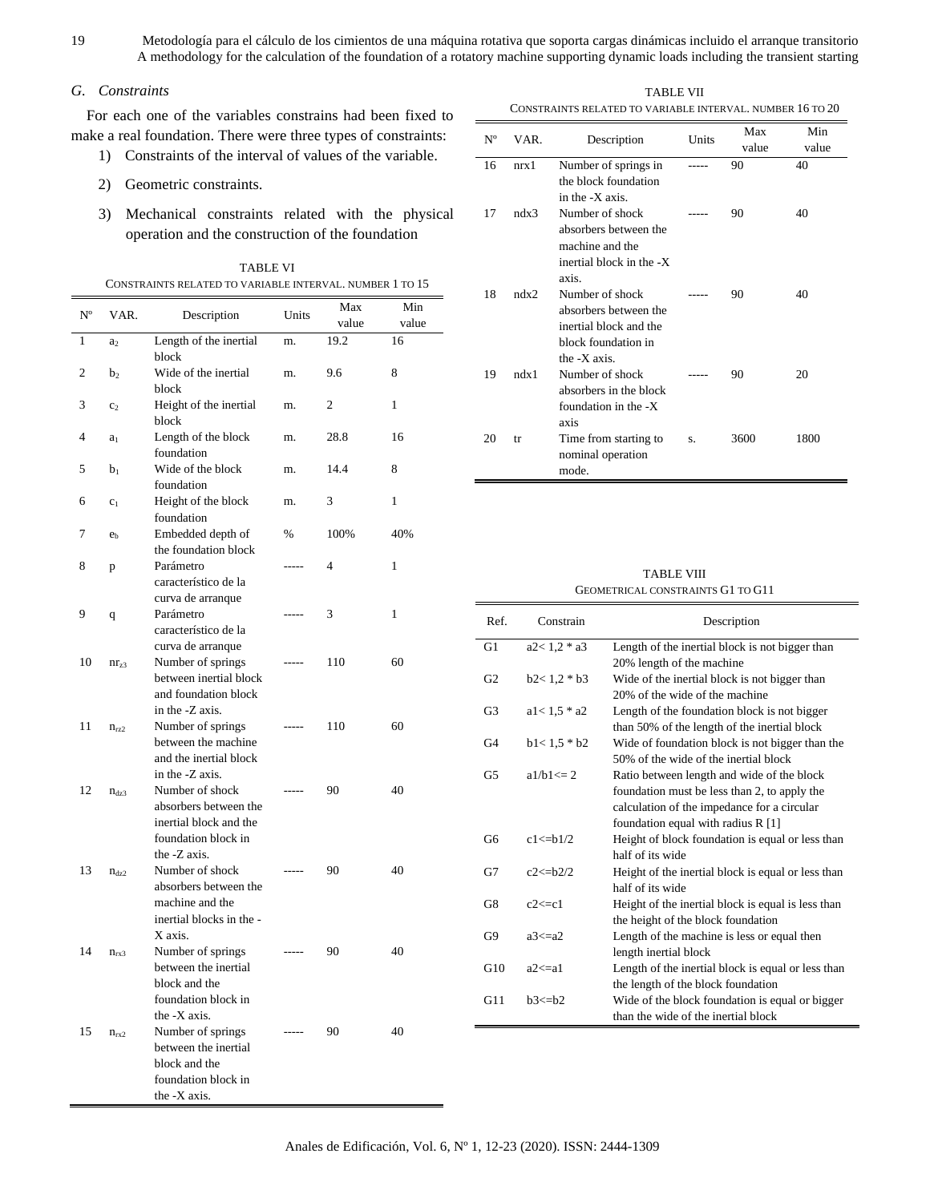## G. *Constraints*

For each one of the variables constrains had been fixed to make a real foundation. There were three types of constraints:

1) Constraints of the interval of values of the variable.

2) Geometric constraints.

3) Mechanical constraints related with the physical operation and the construction of the foundation

TABLE VI
CONSTRAINTS RELATED TO VARIABLE INTERVAL. NUMBER 1 TO 15

| Nº | VAR. | Description | Units | Max value | Min value |
|---|---|---|---|---|---|
| 1 | $a_2$ | Length of the inertial block | m. | 19.2 | 16 |
| 2 | $b_2$ | Wide of the inertial block | m. | 9.6 | 8 |
| 3 | $c_2$ | Height of the inertial block | m. | 2 | 1 |
| 4 | $a_1$ | Length of the block foundation | m. | 28.8 | 16 |
| 5 | $b_1$ | Wide of the block foundation | m. | 14.4 | 8 |
| 6 | $c_1$ | Height of the block foundation | m. | 3 | 1 |
| 7 | $e_b$ | Embedded depth of the foundation block | % | 100% | 40% |
| 8 | p | Parámetro característico de la curva de arranque | ----- | 4 | 1 |
| 9 | q | Parámetro característico de la curva de arranque | ----- | 3 | 1 |
| 10 | $nr_{z3}$ | Number of springs between inertial block and foundation block in the -Z axis. | ----- | 110 | 60 |
| 11 | $n_{rz2}$ | Number of springs between the machine and the inertial block in the -Z axis. | ----- | 110 | 60 |
| 12 | $n_{dz3}$ | Number of shock absorbers between the inertial block and the foundation block in the -Z axis. | ----- | 90 | 40 |
| 13 | $n_{dz2}$ | Number of shock absorbers between the machine and the inertial blocks in the -X axis. | ----- | 90 | 40 |
| 14 | $n_{rx3}$ | Number of springs between the inertial block and the foundation block in the -X axis. | ----- | 90 | 40 |
| 15 | $n_{rx2}$ | Number of springs between the inertial block and the foundation block in the -X axis. | ----- | 90 | 40 |

TABLE VII
CONSTRAINTS RELATED TO VARIABLE INTERVAL. NUMBER 16 TO 20

| Nº | VAR. | Description | Units | Max value | Min value |
|---|---|---|---|---|---|
| 16 | nrx1 | Number of springs in the block foundation in the -X axis. | ----- | 90 | 40 |
| 17 | ndx3 | Number of shock absorbers between the machine and the inertial block in the -X axis. | ----- | 90 | 40 |
| 18 | ndx2 | Number of shock absorbers between the inertial block and the block foundation in the -X axis. | ----- | 90 | 40 |
| 19 | ndx1 | Number of shock absorbers in the block foundation in the -X axis | ----- | 90 | 20 |
| 20 | tr | Time from starting to nominal operation mode. | s. | 3600 | 1800 |

TABLE VIII
GEOMETRICAL CONSTRAINTS G1 TO G11

| Ref. | Constrain | Description |
|---|---|---|
| G1 | a2< 1,2 * a3 | Length of the inertial block is not bigger than 20% length of the machine |
| G2 | b2< 1,2 * b3 | Wide of the inertial block is not bigger than 20% of the wide of the machine |
| G3 | a1< 1,5 * a2 | Length of the foundation block is not bigger than 50% of the length of the inertial block |
| G4 | b1< 1,5 * b2 | Wide of foundation block is not bigger than the 50% of the wide of the inertial block |
| G5 | a1/b1<= 2 | Ratio between length and wide of the block foundation must be less than 2, to apply the calculation of the impedance for a circular foundation equal with radius R [1] |
| G6 | c1<=b1/2 | Height of block foundation is equal or less than half of its wide |
| G7 | c2<=b2/2 | Height of the inertial block is equal or less than half of its wide |
| G8 | c2<=c1 | Height of the inertial block is equal is less than the height of the block foundation |
| G9 | a3<=a2 | Length of the machine is less or equal then length inertial block |
| G10 | a2<=a1 | Length of the inertial block is equal or less than the length of the block foundation |
| G11 | b3<=b2 | Wide of the block foundation is equal or bigger than the wide of the inertial block |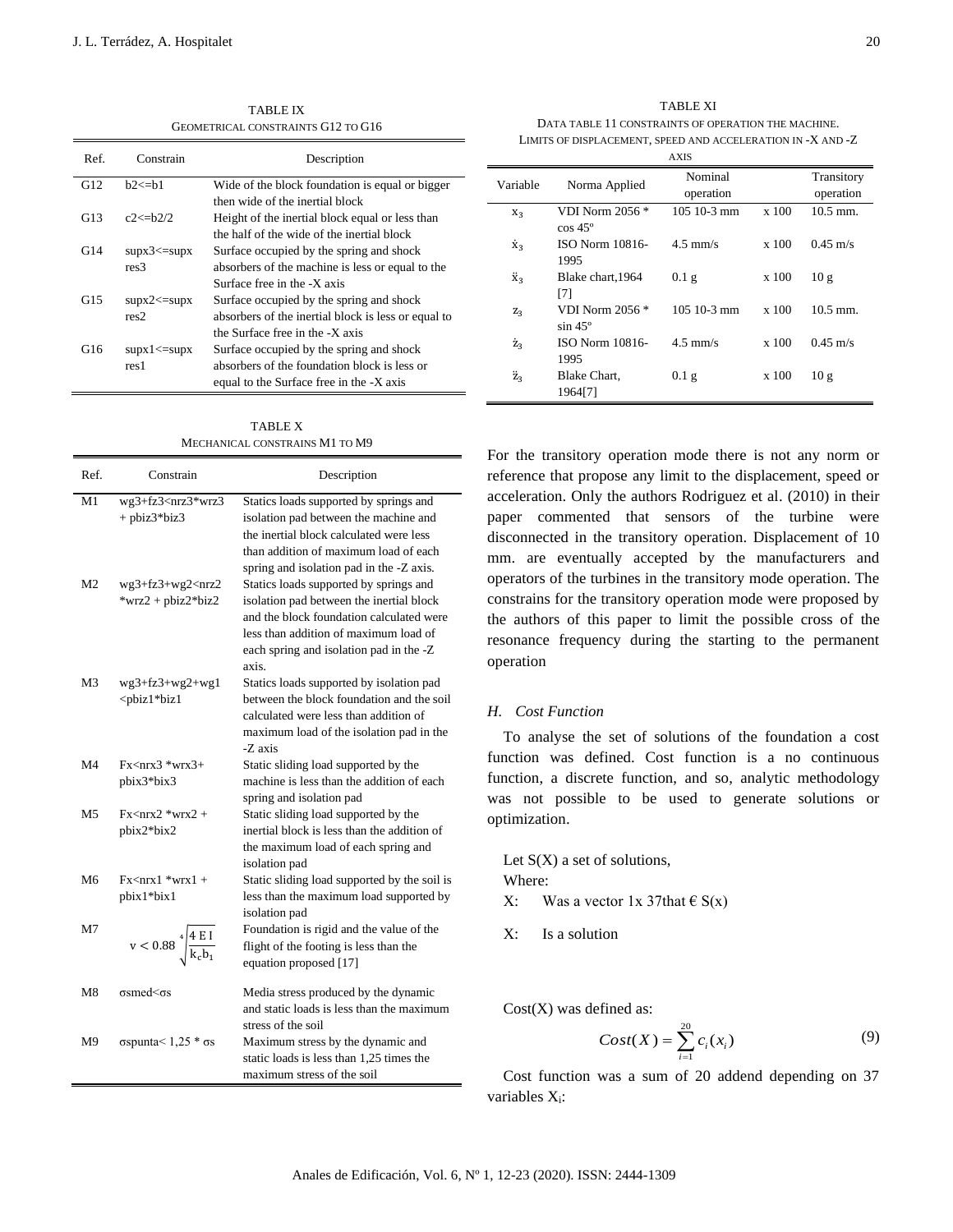TABLE IX

GEOMETRICAL CONSTRAINTS G12 TO G16

| Ref. | Constrain | Description |
|---|---|---|
| G12 | b2<=b1 | Wide of the block foundation is equal or bigger then wide of the inertial block |
| G13 | c2<=b2/2 | Height of the inertial block equal or less than the half of the wide of the inertial block |
| G14 | supx3<=supx res3 | Surface occupied by the spring and shock absorbers of the machine is less or equal to the Surface free in the -X axis |
| G15 | supx2<=supx res2 | Surface occupied by the spring and shock absorbers of the inertial block is less or equal to the Surface free in the -X axis |
| G16 | supx1<=supx res1 | Surface occupied by the spring and shock absorbers of the foundation block is less or equal to the Surface free in the -X axis |

TABLE X

MECHANICAL CONSTRAINS M1 TO M9

| Ref. | Constrain | Description |
|---|---|---|
| M1 | wg3+fz3<nrz3*wrz3 + pbiz3*biz3 | Statics loads supported by springs and isolation pad between the machine and the inertial block calculated were less than addition of maximum load of each spring and isolation pad in the -Z axis. |
| M2 | wg3+fz3+wg2<nrz2 *wrz2 + pbiz2*biz2 | Statics loads supported by springs and isolation pad between the inertial block and the block foundation calculated were less than addition of maximum load of each spring and isolation pad in the -Z axis. |
| M3 | wg3+fz3+wg2+wg1 <pbiz1*biz1 | Statics loads supported by isolation pad between the block foundation and the soil calculated were less than addition of maximum load of the isolation pad in the -Z axis |
| M4 | Fx<nrx3 *wrx3+ pbix3*bix3 | Static sliding load supported by the machine is less than the addition of each spring and isolation pad |
| M5 | Fx<nrx2 *wrx2 + pbix2*bix2 | Static sliding load supported by the inertial block is less than the addition of the maximum load of each spring and isolation pad |
| M6 | Fx<nrx1 *wrx1 + pbix1*bix1 | Static sliding load supported by the soil is less than the maximum load supported by isolation pad |
| M7 | $v < 0.88\sqrt[4]{\frac{4\,E\,I}{k_c b_1}}$ | Foundation is rigid and the value of the flight of the footing is less than the equation proposed [17] |
| M8 | σsmed<σs | Media stress produced by the dynamic and static loads is less than the maximum stress of the soil |
| M9 | σspunta< 1,25 * σs | Maximum stress by the dynamic and static loads is less than 1,25 times the maximum stress of the soil |

TABLE XI

DATA TABLE 11 CONSTRAINTS OF OPERATION THE MACHINE. LIMITS OF DISPLACEMENT, SPEED AND ACCELERATION IN -X AND -Z AXIS

| Variable | Norma Applied | Nominal operation | | Transitory operation |
|---|---|---|---|---|
| $x_3$ | VDI Norm 2056 * cos 45º | 105 10-3 mm | x 100 | 10.5 mm. |
| $\dot{x}_3$ | ISO Norm 10816-1995 | 4.5 mm/s | x 100 | 0.45 m/s |
| $\ddot{x}_3$ | Blake chart,1964 [7] | 0.1 g | x 100 | 10 g |
| $z_3$ | VDI Norm 2056 * sin 45º | 105 10-3 mm | x 100 | 10.5 mm. |
| $\dot{z}_3$ | ISO Norm 10816-1995 | 4.5 mm/s | x 100 | 0.45 m/s |
| $\ddot{z}_3$ | Blake Chart, 1964[7] | 0.1 g | x 100 | 10 g |

For the transitory operation mode there is not any norm or reference that propose any limit to the displacement, speed or acceleration. Only the authors Rodriguez et al. (2010) in their paper commented that sensors of the turbine were disconnected in the transitory operation. Displacement of 10 mm. are eventually accepted by the manufacturers and operators of the turbines in the transitory mode operation. The constrains for the transitory operation mode were proposed by the authors of this paper to limit the possible cross of the resonance frequency during the starting to the permanent operation

### *H. Cost Function*

To analyse the set of solutions of the foundation a cost function was defined. Cost function is a no continuous function, a discrete function, and so, analytic methodology was not possible to be used to generate solutions or optimization.

Let S(X) a set of solutions,

Where:

X: Was a vector 1x 37that € S(x)

X: Is a solution

Cost(X) was defined as:

$$Cost(X) = \sum_{i=1}^{20} c_i(x_i) \tag{9}$$

Cost function was a sum of 20 addend depending on 37 variables $X_i$: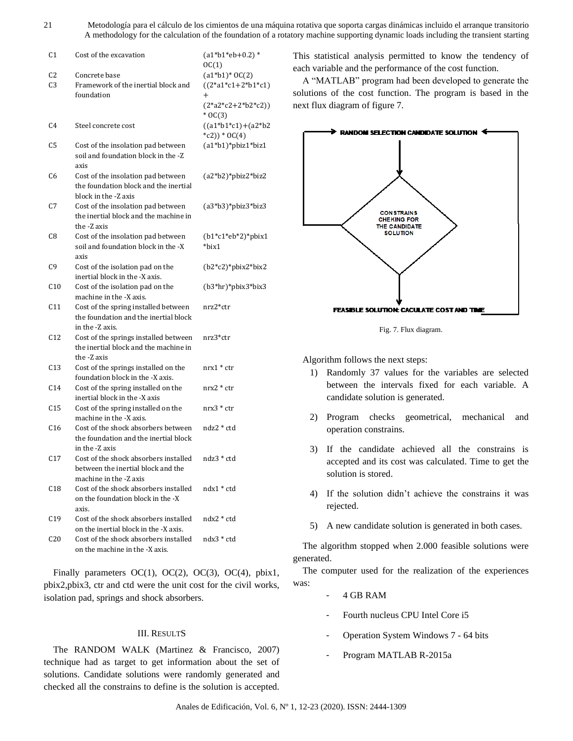| | | |
|---|---|---|
| C1 | Cost of the excavation | (a1*b1*eb+0.2) * OC(1) |
| C2 | Concrete base | (a1*b1)* OC(2) |
| C3 | Framework of the inertial block and foundation | ((2*a1*c1+2*b1*c1) + (2*a2*c2+2*b2*c2)) * OC(3) |
| C4 | Steel concrete cost | ((a1*b1*c1)+(a2*b2*c2)) * OC(4) |
| C5 | Cost of the insolation pad between soil and foundation block in the -Z axis | (a1*b1)*pbiz1*biz1 |
| C6 | Cost of the insolation pad between the foundation block and the inertial block in the -Z axis | (a2*b2)*pbiz2*biz2 |
| C7 | Cost of the insolation pad between the inertial block and the machine in the -Z axis | (a3*b3)*pbiz3*biz3 |
| C8 | Cost of the insolation pad between soil and foundation block in the -X axis | (b1*c1*eb*2)*pbix1*bix1 |
| C9 | Cost of the isolation pad on the inertial block in the -X axis. | (b2*c2)*pbix2*bix2 |
| C10 | Cost of the isolation pad on the machine in the -X axis. | (b3*hr)*pbix3*bix3 |
| C11 | Cost of the spring installed between the foundation and the inertial block in the -Z axis. | nrz2*ctr |
| C12 | Cost of the springs installed between the inertial block and the machine in the -Z axis | nrz3*ctr |
| C13 | Cost of the springs installed on the foundation block in the -X axis. | nrx1 * ctr |
| C14 | Cost of the spring installed on the inertial block in the -X axis | nrx2 * ctr |
| C15 | Cost of the spring installed on the machine in the -X axis. | nrx3 * ctr |
| C16 | Cost of the shock absorbers between the foundation and the inertial block in the -Z axis | ndz2 * ctd |
| C17 | Cost of the shock absorbers installed between the inertial block and the machine in the -Z axis | ndz3 * ctd |
| C18 | Cost of the shock absorbers installed on the foundation block in the -X axis. | ndx1 * ctd |
| C19 | Cost of the shock absorbers installed on the inertial block in the -X axis. | ndx2 * ctd |
| C20 | Cost of the shock absorbers installed on the machine in the -X axis. | ndx3 * ctd |

Finally parameters OC(1), OC(2), OC(3), OC(4), pbix1, pbix2,pbix3, ctr and ctd were the unit cost for the civil works, isolation pad, springs and shock absorbers.

## III. RESULTS

The RANDOM WALK (Martinez & Francisco, 2007) technique had as target to get information about the set of solutions. Candidate solutions were randomly generated and checked all the constrains to define is the solution is accepted. This statistical analysis permitted to know the tendency of each variable and the performance of the cost function.

A "MATLAB" program had been developed to generate the solutions of the cost function. The program is based in the next flux diagram of figure 7.

RANDOM SELECTION CANDIDATE SOLUTION

CONSTRAINS CHEKING FOR THE CANDIDATE SOLUTION

FEASIBLE SOLUTION: CACULATE COST AND TIME

Fig. 7. Flux diagram.

Algorithm follows the next steps:

1) Randomly 37 values for the variables are selected between the intervals fixed for each variable. A candidate solution is generated.
2) Program checks geometrical, mechanical and operation constrains.
3) If the candidate achieved all the constrains is accepted and its cost was calculated. Time to get the solution is stored.
4) If the solution didn't achieve the constrains it was rejected.
5) A new candidate solution is generated in both cases.

The algorithm stopped when 2.000 feasible solutions were generated.

The computer used for the realization of the experiences was:

- 4 GB RAM
- Fourth nucleus CPU Intel Core i5
- Operation System Windows 7 - 64 bits
- Program MATLAB R-2015a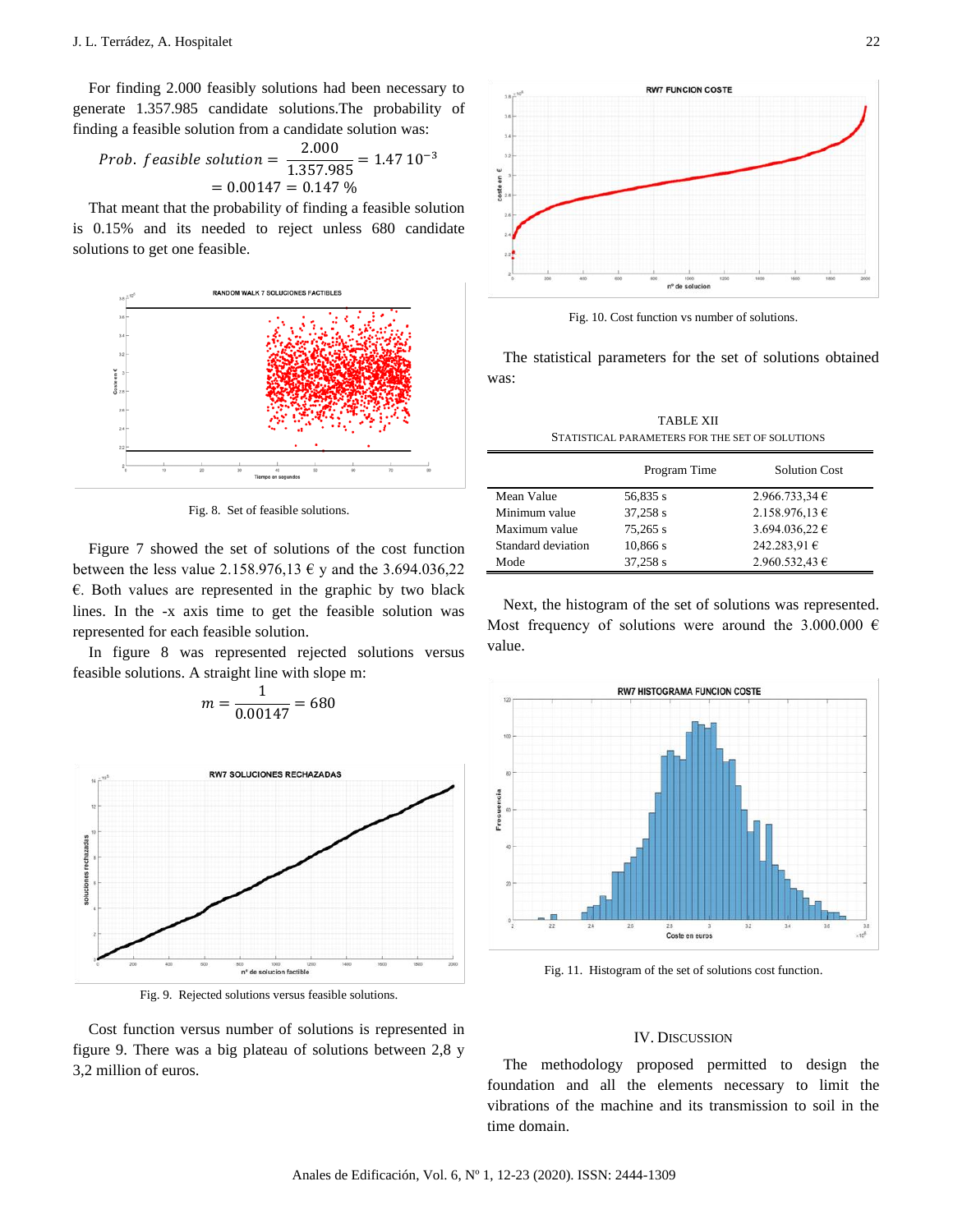For finding 2.000 feasibly solutions had been necessary to generate 1.357.985 candidate solutions.The probability of finding a feasible solution from a candidate solution was:

$$Prob.\ feasible\ solution = \frac{2.000}{1.357.985} = 1.47\ 10^{-3}$$
$$= 0.00147 = 0.147\ \%$$

That meant that the probability of finding a feasible solution is 0.15% and its needed to reject unless 680 candidate solutions to get one feasible.

Fig. 8. Set of feasible solutions.

Figure 7 showed the set of solutions of the cost function between the less value 2.158.976,13 € y and the 3.694.036,22 €. Both values are represented in the graphic by two black lines. In the -x axis time to get the feasible solution was represented for each feasible solution.

In figure 8 was represented rejected solutions versus feasible solutions. A straight line with slope m:

$$m = \frac{1}{0.00147} = 680$$

Fig. 9. Rejected solutions versus feasible solutions.

Cost function versus number of solutions is represented in figure 9. There was a big plateau of solutions between 2,8 y 3,2 million of euros.

Fig. 10. Cost function vs number of solutions.

The statistical parameters for the set of solutions obtained was:

TABLE XII
STATISTICAL PARAMETERS FOR THE SET OF SOLUTIONS

| | Program Time | Solution Cost |
|---|---|---|
| Mean Value | 56,835 s | 2.966.733,34 € |
| Minimum value | 37,258 s | 2.158.976,13 € |
| Maximum value | 75,265 s | 3.694.036,22 € |
| Standard deviation | 10,866 s | 242.283,91 € |
| Mode | 37,258 s | 2.960.532,43 € |

Next, the histogram of the set of solutions was represented. Most frequency of solutions were around the 3.000.000 € value.

Fig. 11. Histogram of the set of solutions cost function.

## IV. Discussion

The methodology proposed permitted to design the foundation and all the elements necessary to limit the vibrations of the machine and its transmission to soil in the time domain.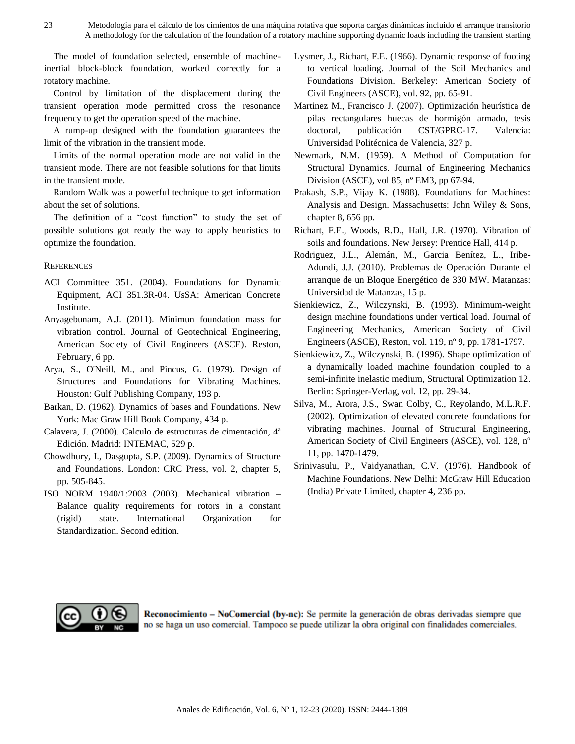The model of foundation selected, ensemble of machine-inertial block-block foundation, worked correctly for a rotatory machine.

Control by limitation of the displacement during the transient operation mode permitted cross the resonance frequency to get the operation speed of the machine.

A rump-up designed with the foundation guarantees the limit of the vibration in the transient mode.

Limits of the normal operation mode are not valid in the transient mode. There are not feasible solutions for that limits in the transient mode.

Random Walk was a powerful technique to get information about the set of solutions.

The definition of a "cost function" to study the set of possible solutions got ready the way to apply heuristics to optimize the foundation.

## References

ACI Committee 351. (2004). Foundations for Dynamic Equipment, ACI 351.3R-04. UsSA: American Concrete Institute.

Anyagebunam, A.J. (2011). Minimun foundation mass for vibration control. Journal of Geotechnical Engineering, American Society of Civil Engineers (ASCE). Reston, February, 6 pp.

Arya, S., O'Neill, M., and Pincus, G. (1979). Design of Structures and Foundations for Vibrating Machines. Houston: Gulf Publishing Company, 193 p.

Barkan, D. (1962). Dynamics of bases and Foundations. New York: Mac Graw Hill Book Company, 434 p.

Calavera, J. (2000). Calculo de estructuras de cimentación, 4ª Edición. Madrid: INTEMAC, 529 p.

Chowdhury, I., Dasgupta, S.P. (2009). Dynamics of Structure and Foundations. London: CRC Press, vol. 2, chapter 5, pp. 505-845.

ISO NORM 1940/1:2003 (2003). Mechanical vibration – Balance quality requirements for rotors in a constant (rigid) state. International Organization for Standardization. Second edition.

Lysmer, J., Richart, F.E. (1966). Dynamic response of footing to vertical loading. Journal of the Soil Mechanics and Foundations Division. Berkeley: American Society of Civil Engineers (ASCE), vol. 92, pp. 65-91.

Martinez M., Francisco J. (2007). Optimización heurística de pilas rectangulares huecas de hormigón armado, tesis doctoral, publicación CST/GPRC-17. Valencia: Universidad Politécnica de Valencia, 327 p.

Newmark, N.M. (1959). A Method of Computation for Structural Dynamics. Journal of Engineering Mechanics Division (ASCE), vol 85, nº EM3, pp 67-94.

Prakash, S.P., Vijay K. (1988). Foundations for Machines: Analysis and Design. Massachusetts: John Wiley & Sons, chapter 8, 656 pp.

Richart, F.E., Woods, R.D., Hall, J.R. (1970). Vibration of soils and foundations. New Jersey: Prentice Hall, 414 p.

Rodriguez, J.L., Alemán, M., Garcia Benítez, L., Iribe-Adundi, J.J. (2010). Problemas de Operación Durante el arranque de un Bloque Energético de 330 MW. Matanzas: Universidad de Matanzas, 15 p.

Sienkiewicz, Z., Wilczynski, B. (1993). Minimum-weight design machine foundations under vertical load. Journal of Engineering Mechanics, American Society of Civil Engineers (ASCE), Reston, vol. 119, nº 9, pp. 1781-1797.

Sienkiewicz, Z., Wilczynski, B. (1996). Shape optimization of a dynamically loaded machine foundation coupled to a semi-infinite inelastic medium, Structural Optimization 12. Berlin: Springer-Verlag, vol. 12, pp. 29-34.

Silva, M., Arora, J.S., Swan Colby, C., Reyolando, M.L.R.F. (2002). Optimization of elevated concrete foundations for vibrating machines. Journal of Structural Engineering, American Society of Civil Engineers (ASCE), vol. 128, nº 11, pp. 1470-1479.

Srinivasulu, P., Vaidyanathan, C.V. (1976). Handbook of Machine Foundations. New Delhi: McGraw Hill Education (India) Private Limited, chapter 4, 236 pp.

**Reconocimiento – NoComercial (by-nc):** Se permite la generación de obras derivadas siempre que no se haga un uso comercial. Tampoco se puede utilizar la obra original con finalidades comerciales.